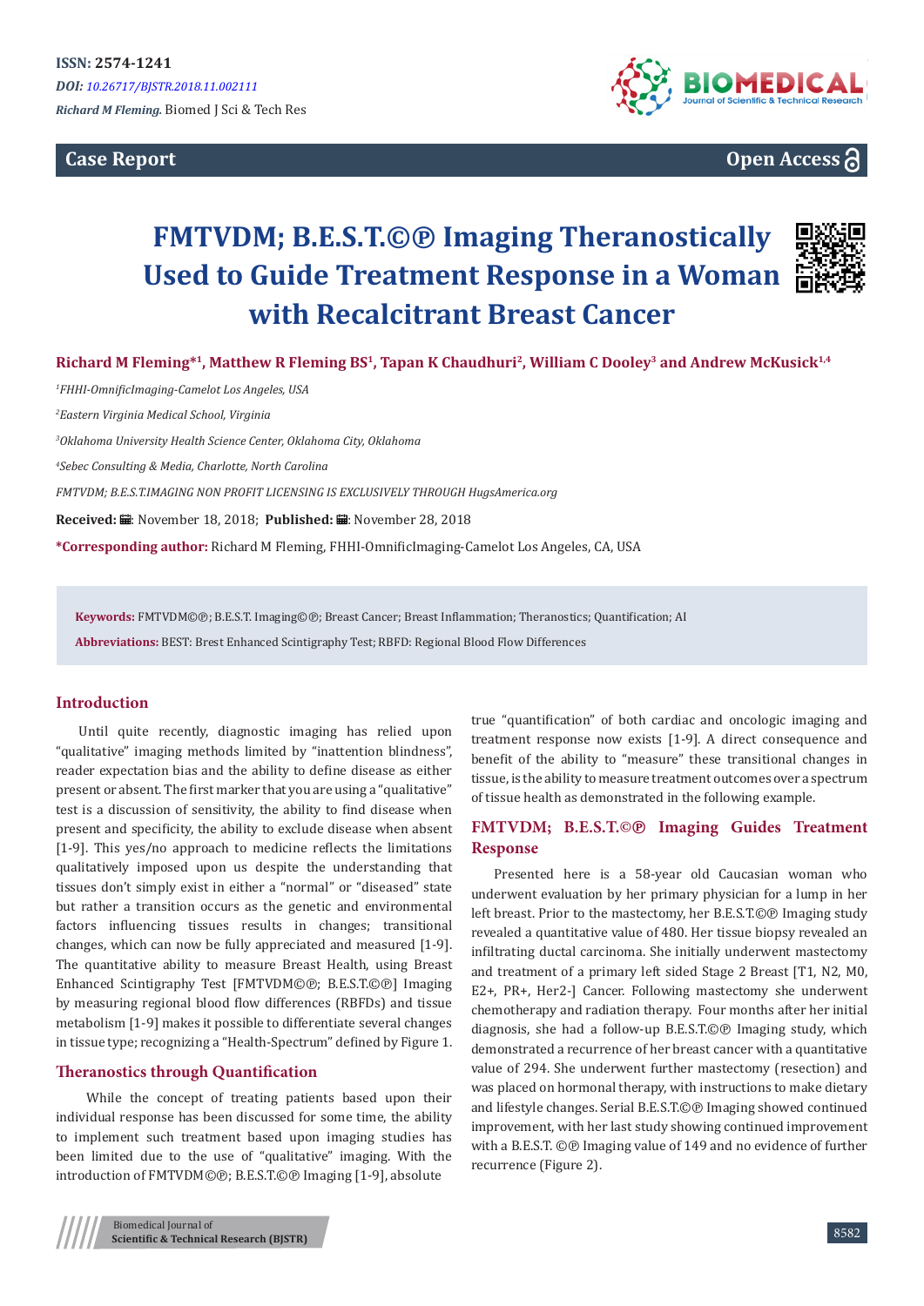ISSN: 2574-1241

*DOI: 10.26717/BJSTR.2018.11.002111*

*Richard M Fleming.* Biomed J Sci & Tech Res

**Case Report** **Open Access**

# FMTVDM; B.E.S.T.©℗ Imaging Theranostically Used to Guide Treatment Response in a Woman with Recalcitrant Breast Cancer

**Richard M Fleming*[1], Matthew R Fleming BS[1], Tapan K Chaudhuri[2], William C Dooley[3] and Andrew McKusick[1,4]**

*[1]FHHI-OmnificImaging-Camelot Los Angeles, USA*

*[2]Eastern Virginia Medical School, Virginia*

*[3]Oklahoma University Health Science Center, Oklahoma City, Oklahoma*

*[4]Sebec Consulting & Media, Charlotte, North Carolina*

*FMTVDM; B.E.S.T.IMAGING NON PROFIT LICENSING IS EXCLUSIVELY THROUGH HugsAmerica.org*

**Received:** November 18, 2018; **Published:** November 28, 2018

***Corresponding author:** Richard M Fleming, FHHI-OmnificImaging-Camelot Los Angeles, CA, USA

**Keywords:** FMTVDM©℗; B.E.S.T. Imaging©℗; Breast Cancer; Breast Inflammation; Theranostics; Quantification; AI

**Abbreviations:** BEST: Brest Enhanced Scintigraphy Test; RBFD: Regional Blood Flow Differences

## Introduction

Until quite recently, diagnostic imaging has relied upon "qualitative" imaging methods limited by "inattention blindness", reader expectation bias and the ability to define disease as either present or absent. The first marker that you are using a "qualitative" test is a discussion of sensitivity, the ability to find disease when present and specificity, the ability to exclude disease when absent [1-9]. This yes/no approach to medicine reflects the limitations qualitatively imposed upon us despite the understanding that tissues don't simply exist in either a "normal" or "diseased" state but rather a transition occurs as the genetic and environmental factors influencing tissues results in changes; transitional changes, which can now be fully appreciated and measured [1-9]. The quantitative ability to measure Breast Health, using Breast Enhanced Scintigraphy Test [FMTVDM©℗; B.E.S.T.©℗] Imaging by measuring regional blood flow differences (RBFDs) and tissue metabolism [1-9] makes it possible to differentiate several changes in tissue type; recognizing a "Health-Spectrum" defined by Figure 1.

## Theranostics through Quantification

While the concept of treating patients based upon their individual response has been discussed for some time, the ability to implement such treatment based upon imaging studies has been limited due to the use of "qualitative" imaging. With the introduction of FMTVDM©℗; B.E.S.T.©℗ Imaging [1-9], absolute true "quantification" of both cardiac and oncologic imaging and treatment response now exists [1-9]. A direct consequence and benefit of the ability to "measure" these transitional changes in tissue, is the ability to measure treatment outcomes over a spectrum of tissue health as demonstrated in the following example.

## FMTVDM; B.E.S.T.©℗ Imaging Guides Treatment Response

Presented here is a 58-year old Caucasian woman who underwent evaluation by her primary physician for a lump in her left breast. Prior to the mastectomy, her B.E.S.T.©℗ Imaging study revealed a quantitative value of 480. Her tissue biopsy revealed an infiltrating ductal carcinoma. She initially underwent mastectomy and treatment of a primary left sided Stage 2 Breast [T1, N2, M0, E2+, PR+, Her2-] Cancer. Following mastectomy she underwent chemotherapy and radiation therapy. Four months after her initial diagnosis, she had a follow-up B.E.S.T.©℗ Imaging study, which demonstrated a recurrence of her breast cancer with a quantitative value of 294. She underwent further mastectomy (resection) and was placed on hormonal therapy, with instructions to make dietary and lifestyle changes. Serial B.E.S.T.©℗ Imaging showed continued improvement, with her last study showing continued improvement with a B.E.S.T. ©℗ Imaging value of 149 and no evidence of further recurrence (Figure 2).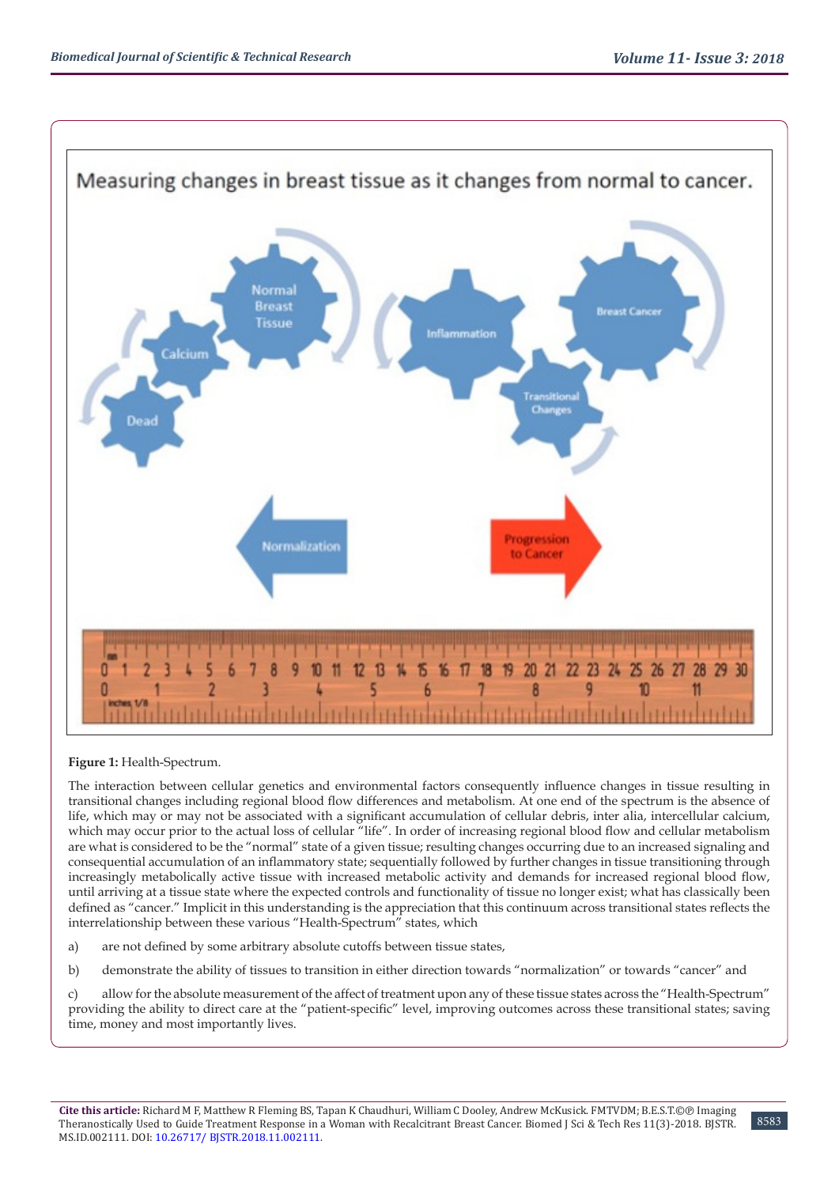**Figure 1:** Health-Spectrum.

The interaction between cellular genetics and environmental factors consequently influence changes in tissue resulting in transitional changes including regional blood flow differences and metabolism. At one end of the spectrum is the absence of life, which may or may not be associated with a significant accumulation of cellular debris, inter alia, intercellular calcium, which may occur prior to the actual loss of cellular "life". In order of increasing regional blood flow and cellular metabolism are what is considered to be the "normal" state of a given tissue; resulting changes occurring due to an increased signaling and consequential accumulation of an inflammatory state; sequentially followed by further changes in tissue transitioning through increasingly metabolically active tissue with increased metabolic activity and demands for increased regional blood flow, until arriving at a tissue state where the expected controls and functionality of tissue no longer exist; what has classically been defined as "cancer." Implicit in this understanding is the appreciation that this continuum across transitional states reflects the interrelationship between these various "Health-Spectrum" states, which

a) are not defined by some arbitrary absolute cutoffs between tissue states,

b) demonstrate the ability of tissues to transition in either direction towards "normalization" or towards "cancer" and

c) allow for the absolute measurement of the affect of treatment upon any of these tissue states across the "Health-Spectrum" providing the ability to direct care at the "patient-specific" level, improving outcomes across these transitional states; saving time, money and most importantly lives.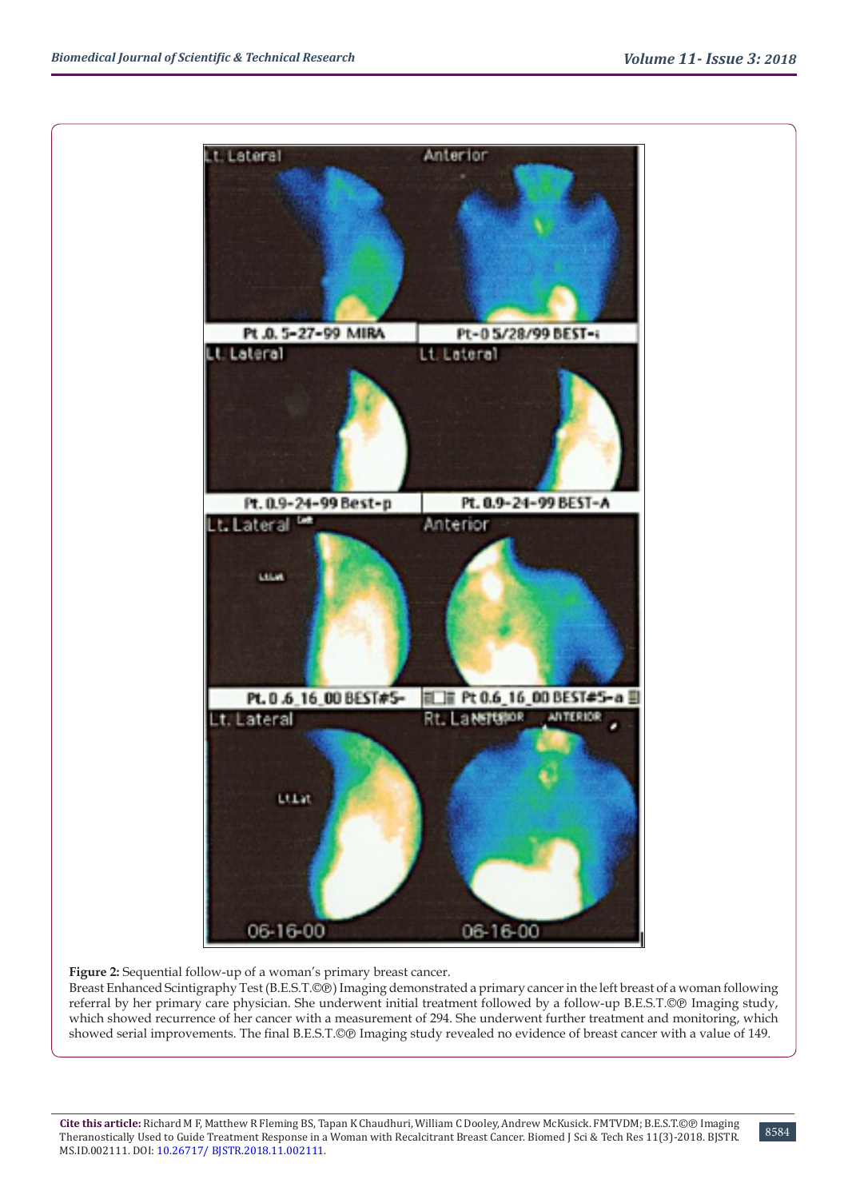**Figure 2:** Sequential follow-up of a woman's primary breast cancer.

Breast Enhanced Scintigraphy Test (B.E.S.T.©℗) Imaging demonstrated a primary cancer in the left breast of a woman following referral by her primary care physician. She underwent initial treatment followed by a follow-up B.E.S.T.©℗ Imaging study, which showed recurrence of her cancer with a measurement of 294. She underwent further treatment and monitoring, which showed serial improvements. The final B.E.S.T.©℗ Imaging study revealed no evidence of breast cancer with a value of 149.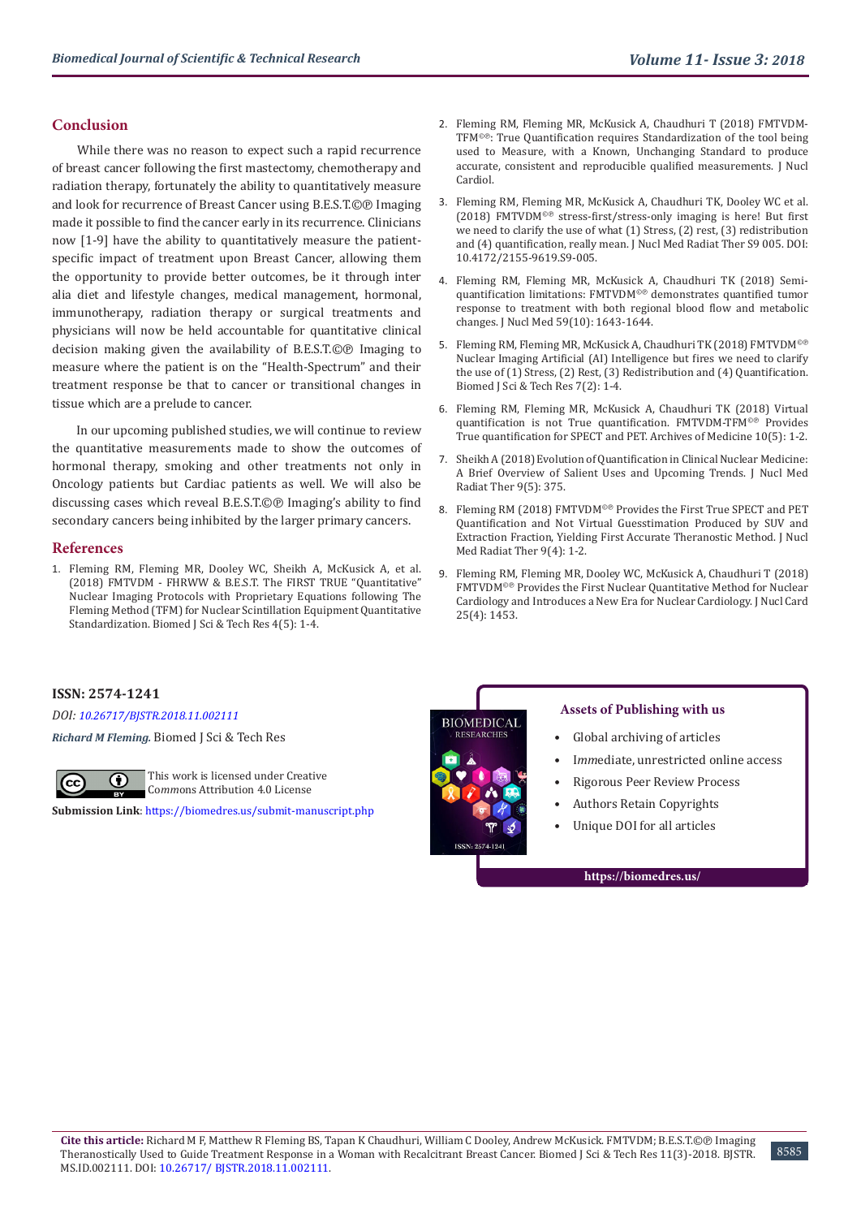## Conclusion

While there was no reason to expect such a rapid recurrence of breast cancer following the first mastectomy, chemotherapy and radiation therapy, fortunately the ability to quantitatively measure and look for recurrence of Breast Cancer using B.E.S.T.©℗ Imaging made it possible to find the cancer early in its recurrence. Clinicians now [1-9] have the ability to quantitatively measure the patient-specific impact of treatment upon Breast Cancer, allowing them the opportunity to provide better outcomes, be it through inter alia diet and lifestyle changes, medical management, hormonal, immunotherapy, radiation therapy or surgical treatments and physicians will now be held accountable for quantitative clinical decision making given the availability of B.E.S.T.©℗ Imaging to measure where the patient is on the "Health-Spectrum" and their treatment response be that to cancer or transitional changes in tissue which are a prelude to cancer.

In our upcoming published studies, we will continue to review the quantitative measurements made to show the outcomes of hormonal therapy, smoking and other treatments not only in Oncology patients but Cardiac patients as well. We will also be discussing cases which reveal B.E.S.T.©℗ Imaging's ability to find secondary cancers being inhibited by the larger primary cancers.

## References

1. Fleming RM, Fleming MR, Dooley WC, Sheikh A, McKusick A, et al. (2018) FMTVDM - FHRWW & B.E.S.T. The FIRST TRUE "Quantitative" Nuclear Imaging Protocols with Proprietary Equations following The Fleming Method (TFM) for Nuclear Scintillation Equipment Quantitative Standardization. Biomed J Sci & Tech Res 4(5): 1-4.
2. Fleming RM, Fleming MR, McKusick A, Chaudhuri T (2018) FMTVDM-TFM©®: True Quantification requires Standardization of the tool being used to Measure, with a Known, Unchanging Standard to produce accurate, consistent and reproducible qualified measurements. J Nucl Cardiol.
3. Fleming RM, Fleming MR, McKusick A, Chaudhuri TK, Dooley WC et al. (2018) FMTVDM©® stress-first/stress-only imaging is here! But first we need to clarify the use of what (1) Stress, (2) rest, (3) redistribution and (4) quantification, really mean. J Nucl Med Radiat Ther S9 005. DOI: 10.4172/2155-9619.S9-005.
4. Fleming RM, Fleming MR, McKusick A, Chaudhuri TK (2018) Semi-quantification limitations: FMTVDM©® demonstrates quantified tumor response to treatment with both regional blood flow and metabolic changes. J Nucl Med 59(10): 1643-1644.
5. Fleming RM, Fleming MR, McKusick A, Chaudhuri TK (2018) FMTVDM©® Nuclear Imaging Artificial (AI) Intelligence but fires we need to clarify the use of (1) Stress, (2) Rest, (3) Redistribution and (4) Quantification. Biomed J Sci & Tech Res 7(2): 1-4.
6. Fleming RM, Fleming MR, McKusick A, Chaudhuri TK (2018) Virtual quantification is not True quantification. FMTVDM-TFM©® Provides True quantification for SPECT and PET. Archives of Medicine 10(5): 1-2.
7. Sheikh A (2018) Evolution of Quantification in Clinical Nuclear Medicine: A Brief Overview of Salient Uses and Upcoming Trends. J Nucl Med Radiat Ther 9(5): 375.
8. Fleming RM (2018) FMTVDM©® Provides the First True SPECT and PET Quantification and Not Virtual Guesstimation Produced by SUV and Extraction Fraction, Yielding First Accurate Theranostic Method. J Nucl Med Radiat Ther 9(4): 1-2.
9. Fleming RM, Fleming MR, Dooley WC, McKusick A, Chaudhuri T (2018) FMTVDM©® Provides the First Nuclear Quantitative Method for Nuclear Cardiology and Introduces a New Era for Nuclear Cardiology. J Nucl Card 25(4): 1453.

**ISSN: 2574-1241**

*DOI: 10.26717/BJSTR.2018.11.002111*

***Richard M Fleming.*** Biomed J Sci & Tech Res

This work is licensed under Creative Commons Attribution 4.0 License

**Submission Link**: https://biomedres.us/submit-manuscript.php

**Assets of Publishing with us**

- Global archiving of articles
- Immediate, unrestricted online access
- Rigorous Peer Review Process
- Authors Retain Copyrights
- Unique DOI for all articles

**https://biomedres.us/**

**Cite this article:** Richard M F, Matthew R Fleming BS, Tapan K Chaudhuri, William C Dooley, Andrew McKusick. FMTVDM; B.E.S.T.©℗ Imaging Theranostically Used to Guide Treatment Response in a Woman with Recalcitrant Breast Cancer. Biomed J Sci & Tech Res 11(3)-2018. BJSTR. MS.ID.002111. DOI: 10.26717/ BJSTR.2018.11.002111.